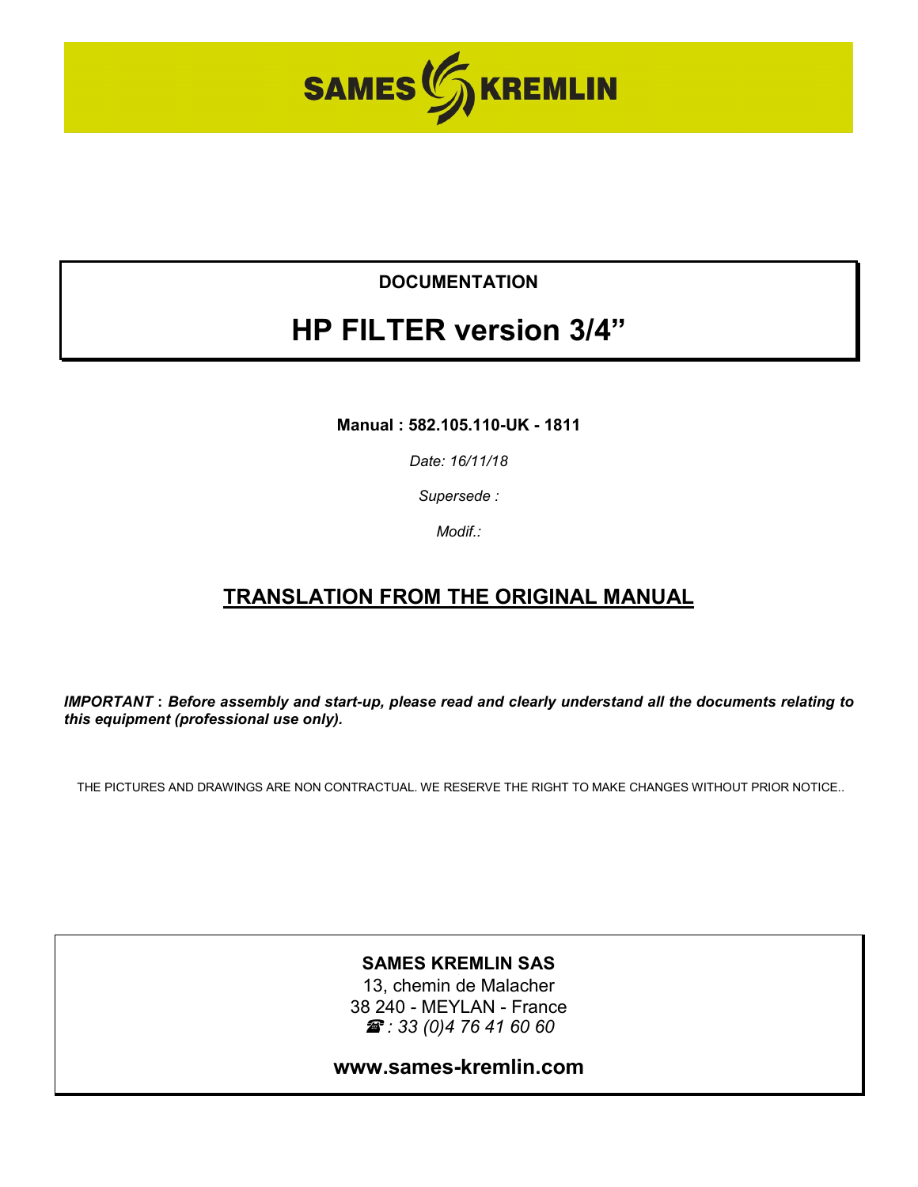SAMES KREMLIN

**DOCUMENTATION**

# HP FILTER version 3/4"

**Manual : 582.105.110-UK - 1811**

*Date: 16/11/18*

*Supersede :*

*Modif.:*

## TRANSLATION FROM THE ORIGINAL MANUAL

***IMPORTANT*** **:** ***Before assembly and start-up, please read and clearly understand all the documents relating to this equipment (professional use only).***

THE PICTURES AND DRAWINGS ARE NON CONTRACTUAL. WE RESERVE THE RIGHT TO MAKE CHANGES WITHOUT PRIOR NOTICE..

**SAMES KREMLIN SAS**
13, chemin de Malacher
38 240 - MEYLAN - France
*☎ : 33 (0)4 76 41 60 60*

**www.sames-kremlin.com**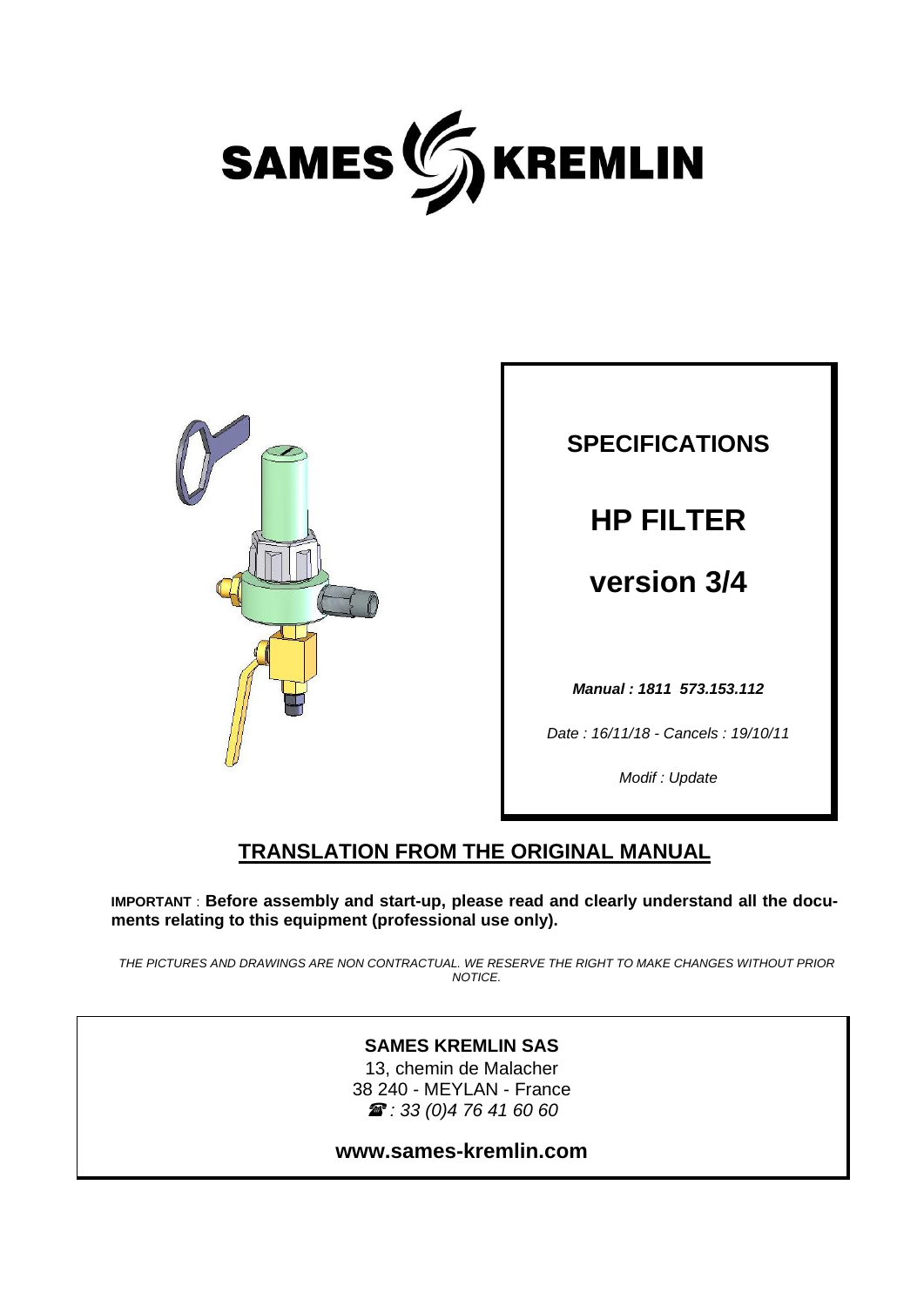SAMES KREMLIN

**SPECIFICATIONS**

# HP FILTER

# version 3/4

***Manual : 1811 573.153.112***

*Date : 16/11/18 - Cancels : 19/10/11*

*Modif : Update*

## TRANSLATION FROM THE ORIGINAL MANUAL

**IMPORTANT** : **Before assembly and start-up, please read and clearly understand all the documents relating to this equipment (professional use only).**

*THE PICTURES AND DRAWINGS ARE NON CONTRACTUAL. WE RESERVE THE RIGHT TO MAKE CHANGES WITHOUT PRIOR NOTICE.*

**SAMES KREMLIN SAS**
13, chemin de Malacher
38 240 - MEYLAN - France
☎ *: 33 (0)4 76 41 60 60*

**www.sames-kremlin.com**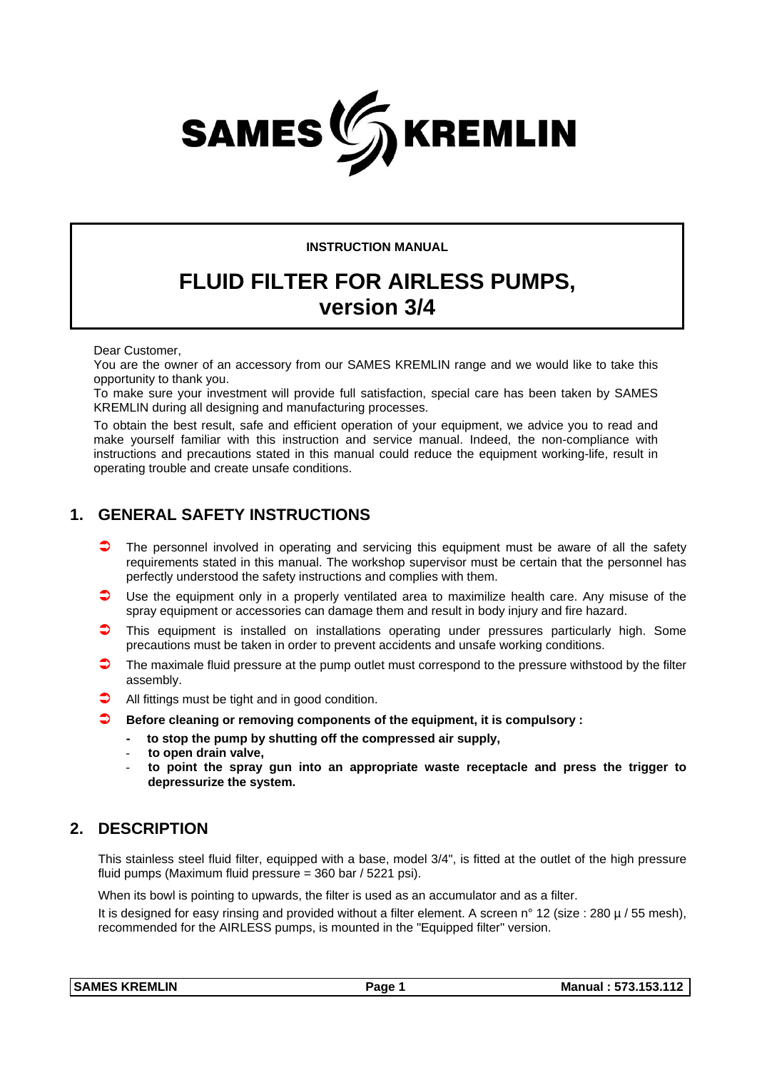SAMES KREMLIN

**INSTRUCTION MANUAL**

# FLUID FILTER FOR AIRLESS PUMPS, version 3/4

Dear Customer,
You are the owner of an accessory from our SAMES KREMLIN range and we would like to take this opportunity to thank you.
To make sure your investment will provide full satisfaction, special care has been taken by SAMES KREMLIN during all designing and manufacturing processes.

To obtain the best result, safe and efficient operation of your equipment, we advice you to read and make yourself familiar with this instruction and service manual. Indeed, the non-compliance with instructions and precautions stated in this manual could reduce the equipment working-life, result in operating trouble and create unsafe conditions.

## 1. GENERAL SAFETY INSTRUCTIONS

- The personnel involved in operating and servicing this equipment must be aware of all the safety requirements stated in this manual. The workshop supervisor must be certain that the personnel has perfectly understood the safety instructions and complies with them.
- Use the equipment only in a properly ventilated area to maximilize health care. Any misuse of the spray equipment or accessories can damage them and result in body injury and fire hazard.
- This equipment is installed on installations operating under pressures particularly high. Some precautions must be taken in order to prevent accidents and unsafe working conditions.
- The maximale fluid pressure at the pump outlet must correspond to the pressure withstood by the filter assembly.
- All fittings must be tight and in good condition.
- **Before cleaning or removing components of the equipment, it is compulsory :**
  - **to stop the pump by shutting off the compressed air supply,**
  - **to open drain valve,**
  - **to point the spray gun into an appropriate waste receptacle and press the trigger to depressurize the system.**

## 2. DESCRIPTION

This stainless steel fluid filter, equipped with a base, model 3/4", is fitted at the outlet of the high pressure fluid pumps (Maximum fluid pressure = 360 bar / 5221 psi).

When its bowl is pointing to upwards, the filter is used as an accumulator and as a filter.

It is designed for easy rinsing and provided without a filter element. A screen n° 12 (size : 280 µ / 55 mesh), recommended for the AIRLESS pumps, is mounted in the "Equipped filter" version.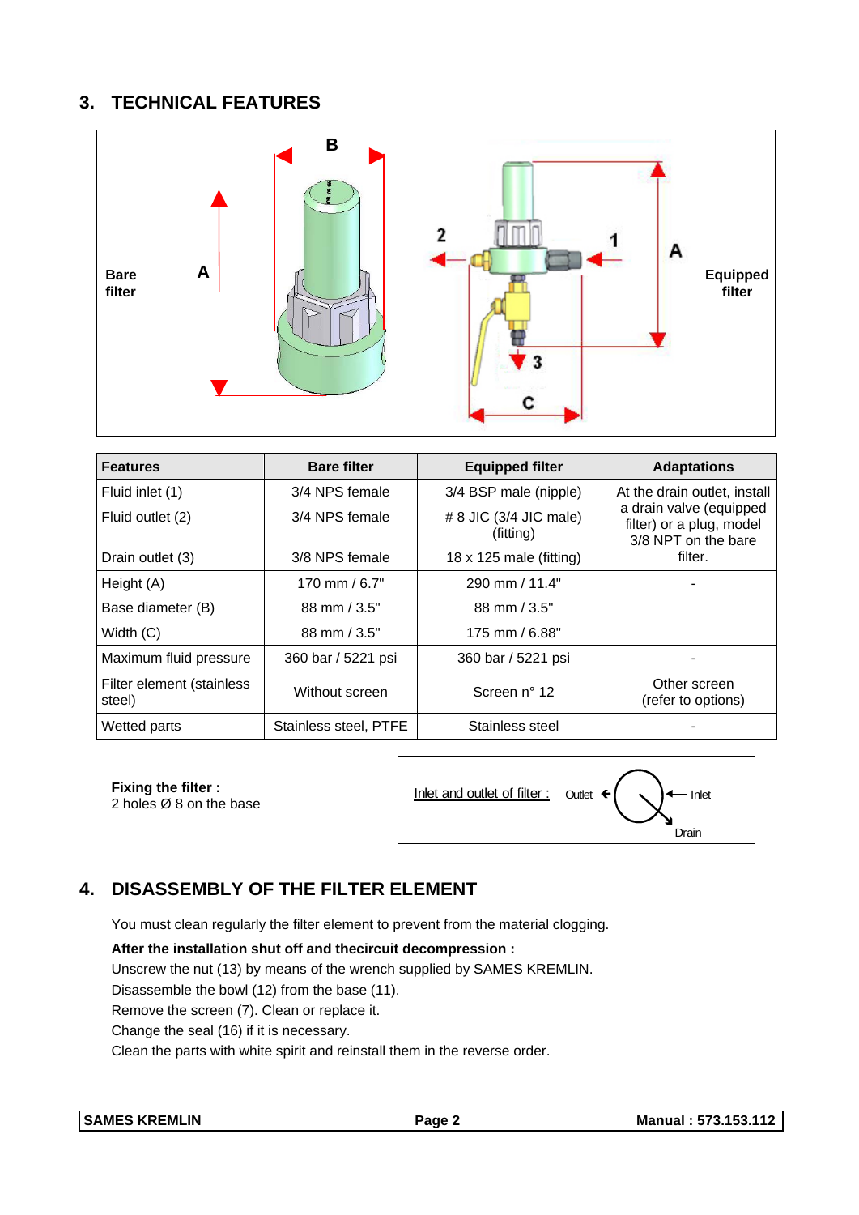## 3. TECHNICAL FEATURES

Bare filter | Equipped filter

| Features | Bare filter | Equipped filter | Adaptations |
|---|---|---|---|
| Fluid inlet (1) | 3/4 NPS female | 3/4 BSP male (nipple) | At the drain outlet, install a drain valve (equipped filter) or a plug, model 3/8 NPT on the bare filter. |
| Fluid outlet (2) | 3/4 NPS female | # 8 JIC (3/4 JIC male) (fitting) | |
| Drain outlet (3) | 3/8 NPS female | 18 x 125 male (fitting) | |
| Height (A) | 170 mm / 6.7" | 290 mm / 11.4" | - |
| Base diameter (B) | 88 mm / 3.5" | 88 mm / 3.5" | |
| Width (C) | 88 mm / 3.5" | 175 mm / 6.88" | |
| Maximum fluid pressure | 360 bar / 5221 psi | 360 bar / 5221 psi | - |
| Filter element (stainless steel) | Without screen | Screen n° 12 | Other screen (refer to options) |
| Wetted parts | Stainless steel, PTFE | Stainless steel | - |

**Fixing the filter :**
2 holes Ø 8 on the base

Inlet and outlet of filter : Outlet ← Inlet, Drain

## 4. DISASSEMBLY OF THE FILTER ELEMENT

You must clean regularly the filter element to prevent from the material clogging.

**After the installation shut off and thecircuit decompression :**

Unscrew the nut (13) by means of the wrench supplied by SAMES KREMLIN.

Disassemble the bowl (12) from the base (11).

Remove the screen (7). Clean or replace it.

Change the seal (16) if it is necessary.

Clean the parts with white spirit and reinstall them in the reverse order.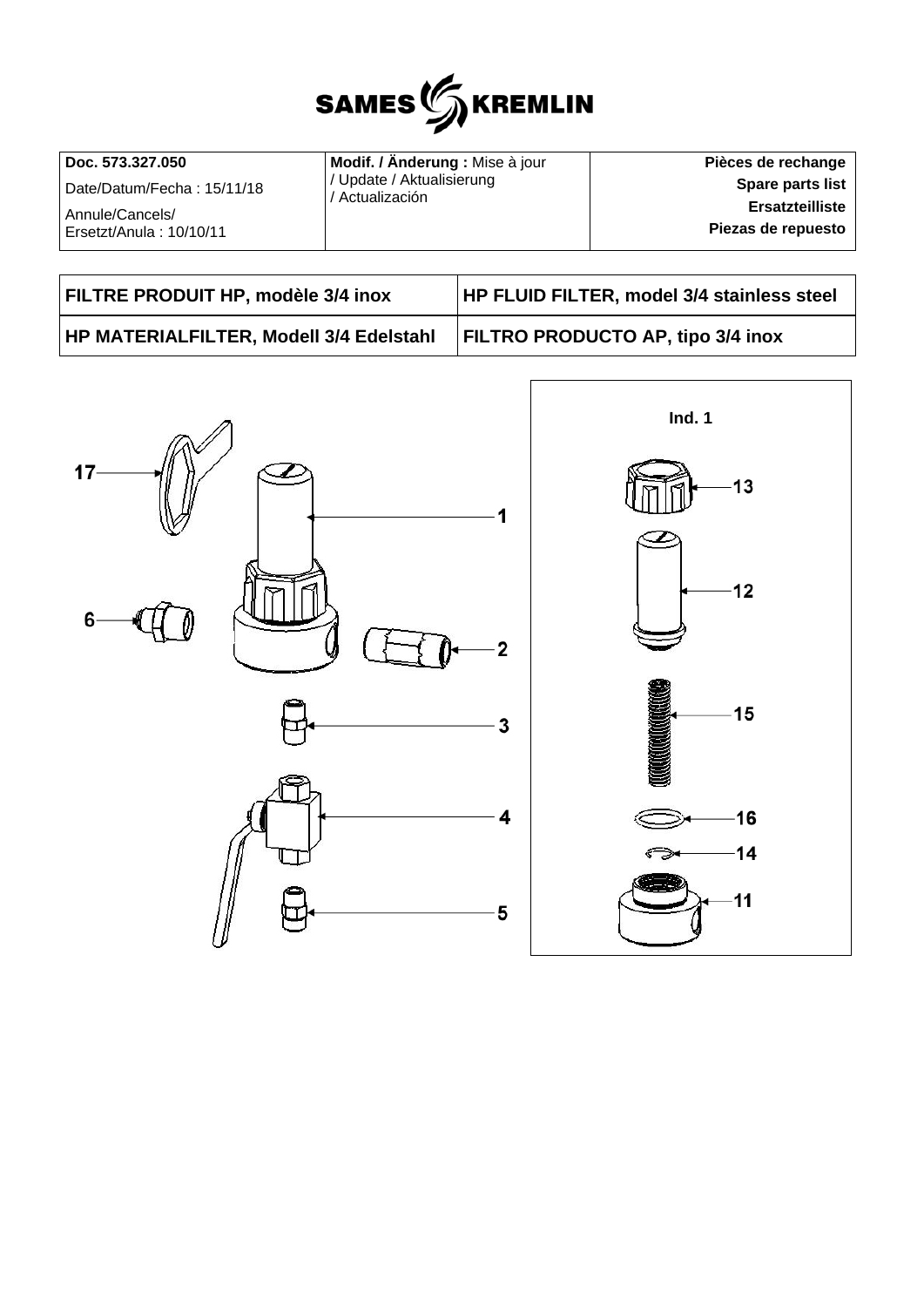| Doc. 573.327.050 | Modif. / Änderung : Mise à jour / Update / Aktualisierung / Actualización | Pièces de rechange |
| --- | --- | --- |
| Date/Datum/Fecha : 15/11/18 | | Spare parts list |
| Annule/Cancels/ Ersetzt/Anula : 10/10/11 | | Ersatzteilliste |
| | | Piezas de repuesto |

| FILTRE PRODUIT HP, modèle 3/4 inox | HP FLUID FILTER, model 3/4 stainless steel |
| --- | --- |
| HP MATERIALFILTER, Modell 3/4 Edelstahl | FILTRO PRODUCTO AP, tipo 3/4 inox |

17

1

6

2

3

4

5

Ind. 1

13

12

15

16

14

11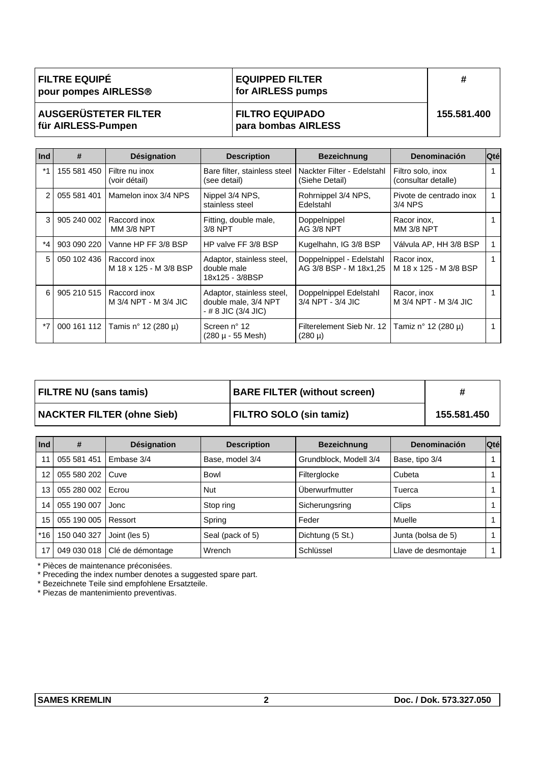| FILTRE EQUIPÉ pour pompes AIRLESS® | EQUIPPED FILTER for AIRLESS pumps | # |
| --- | --- | --- |
| AUSGERÜSTETER FILTER für AIRLESS-Pumpen | FILTRO EQUIPADO para bombas AIRLESS | 155.581.400 |

| Ind | # | Désignation | Description | Bezeichnung | Denominación | Qté |
| --- | --- | --- | --- | --- | --- | --- |
| *1 | 155 581 450 | Filtre nu inox (voir détail) | Bare filter, stainless steel (see detail) | Nackter Filter - Edelstahl (Siehe Detail) | Filtro solo, inox (consultar detalle) | 1 |
| 2 | 055 581 401 | Mamelon inox 3/4 NPS | Nippel 3/4 NPS, stainless steel | Rohrnippel 3/4 NPS, Edelstahl | Pivote de centrado inox 3/4 NPS | 1 |
| 3 | 905 240 002 | Raccord inox MM 3/8 NPT | Fitting, double male, 3/8 NPT | Doppelnippel AG 3/8 NPT | Racor inox, MM 3/8 NPT | 1 |
| *4 | 903 090 220 | Vanne HP FF 3/8 BSP | HP valve FF 3/8 BSP | Kugelhahn, IG 3/8 BSP | Válvula AP, HH 3/8 BSP | 1 |
| 5 | 050 102 436 | Raccord inox M 18 x 125 - M 3/8 BSP | Adaptor, stainless steel, double male 18x125 - 3/8BSP | Doppelnippel - Edelstahl AG 3/8 BSP - M 18x1,25 | Racor inox, M 18 x 125 - M 3/8 BSP | 1 |
| 6 | 905 210 515 | Raccord inox M 3/4 NPT - M 3/4 JIC | Adaptor, stainless steel, double male, 3/4 NPT - # 8 JIC (3/4 JIC) | Doppelnippel Edelstahl 3/4 NPT - 3/4 JIC | Racor, inox M 3/4 NPT - M 3/4 JIC | 1 |
| *7 | 000 161 112 | Tamis n° 12 (280 µ) | Screen n° 12 (280 µ - 55 Mesh) | Filterelement Sieb Nr. 12 (280 µ) | Tamiz n° 12 (280 µ) | 1 |

| FILTRE NU (sans tamis) | BARE FILTER (without screen) | # |
| --- | --- | --- |
| NACKTER FILTER (ohne Sieb) | FILTRO SOLO (sin tamiz) | 155.581.450 |

| Ind | # | Désignation | Description | Bezeichnung | Denominación | Qté |
| --- | --- | --- | --- | --- | --- | --- |
| 11 | 055 581 451 | Embase 3/4 | Base, model 3/4 | Grundblock, Modell 3/4 | Base, tipo 3/4 | 1 |
| 12 | 055 580 202 | Cuve | Bowl | Filterglocke | Cubeta | 1 |
| 13 | 055 280 002 | Ecrou | Nut | Überwurfmutter | Tuerca | 1 |
| 14 | 055 190 007 | Jonc | Stop ring | Sicherungsring | Clips | 1 |
| 15 | 055 190 005 | Ressort | Spring | Feder | Muelle | 1 |
| *16 | 150 040 327 | Joint (les 5) | Seal (pack of 5) | Dichtung (5 St.) | Junta (bolsa de 5) | 1 |
| 17 | 049 030 018 | Clé de démontage | Wrench | Schlüssel | Llave de desmontaje | 1 |

\* Pièces de maintenance préconisées.
\* Preceding the index number denotes a suggested spare part.
\* Bezeichnete Teile sind empfohlene Ersatzteile.
\* Piezas de mantenimiento preventivas.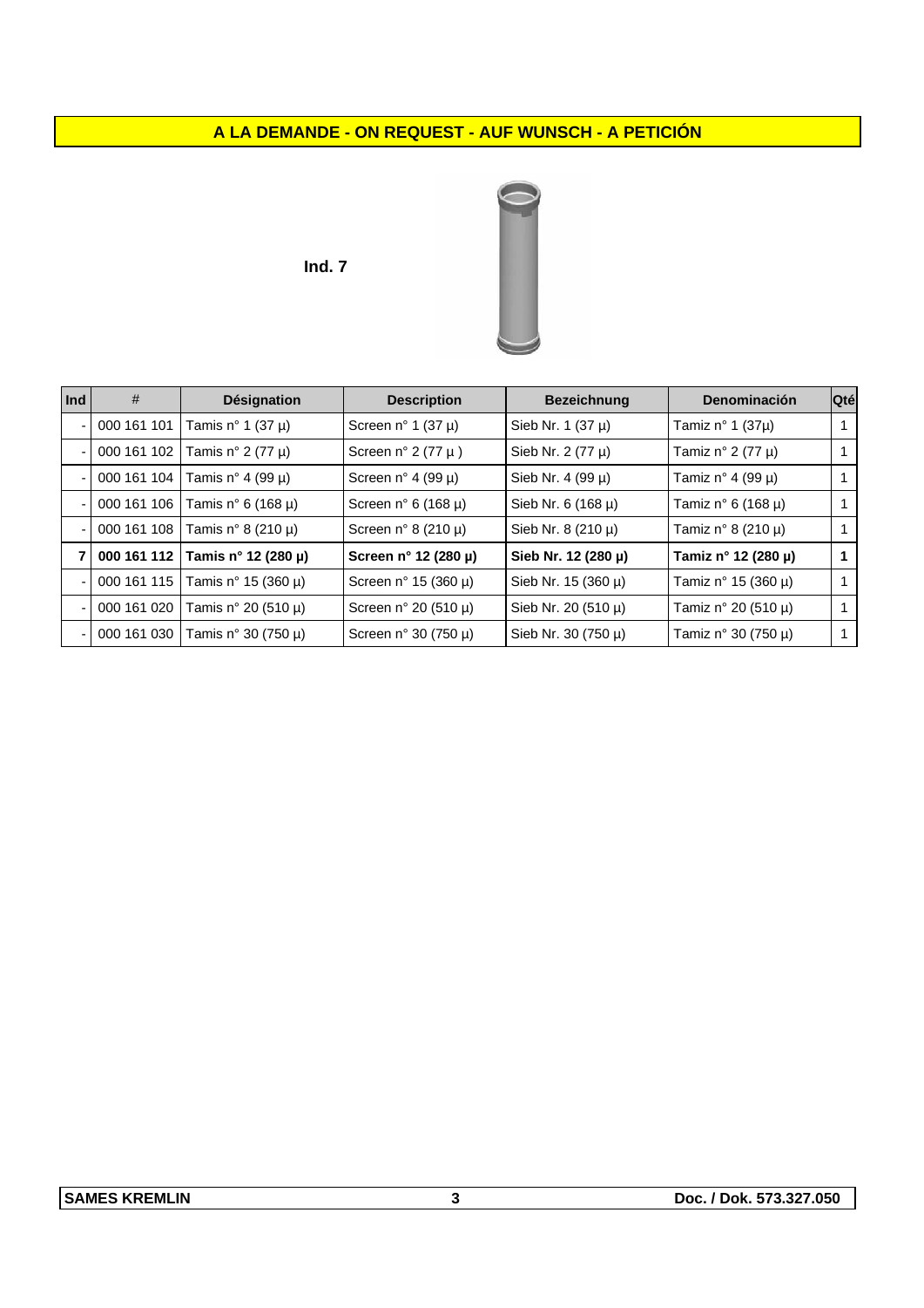# A LA DEMANDE - ON REQUEST - AUF WUNSCH - A PETICIÓN

**Ind. 7**

| Ind | # | Désignation | Description | Bezeichnung | Denominación | Qté |
|---|---|---|---|---|---|---|
| - | 000 161 101 | Tamis n° 1 (37 µ) | Screen n° 1 (37 µ) | Sieb Nr. 1 (37 µ) | Tamiz n° 1 (37µ) | 1 |
| - | 000 161 102 | Tamis n° 2 (77 µ) | Screen n° 2 (77 µ ) | Sieb Nr. 2 (77 µ) | Tamiz n° 2 (77 µ) | 1 |
| - | 000 161 104 | Tamis n° 4 (99 µ) | Screen n° 4 (99 µ) | Sieb Nr. 4 (99 µ) | Tamiz n° 4 (99 µ) | 1 |
| - | 000 161 106 | Tamis n° 6 (168 µ) | Screen n° 6 (168 µ) | Sieb Nr. 6 (168 µ) | Tamiz n° 6 (168 µ) | 1 |
| - | 000 161 108 | Tamis n° 8 (210 µ) | Screen n° 8 (210 µ) | Sieb Nr. 8 (210 µ) | Tamiz n° 8 (210 µ) | 1 |
| **7** | **000 161 112** | **Tamis n° 12 (280 µ)** | **Screen n° 12 (280 µ)** | **Sieb Nr. 12 (280 µ)** | **Tamiz n° 12 (280 µ)** | **1** |
| - | 000 161 115 | Tamis n° 15 (360 µ) | Screen n° 15 (360 µ) | Sieb Nr. 15 (360 µ) | Tamiz n° 15 (360 µ) | 1 |
| - | 000 161 020 | Tamis n° 20 (510 µ) | Screen n° 20 (510 µ) | Sieb Nr. 20 (510 µ) | Tamiz n° 20 (510 µ) | 1 |
| - | 000 161 030 | Tamis n° 30 (750 µ) | Screen n° 30 (750 µ) | Sieb Nr. 30 (750 µ) | Tamiz n° 30 (750 µ) | 1 |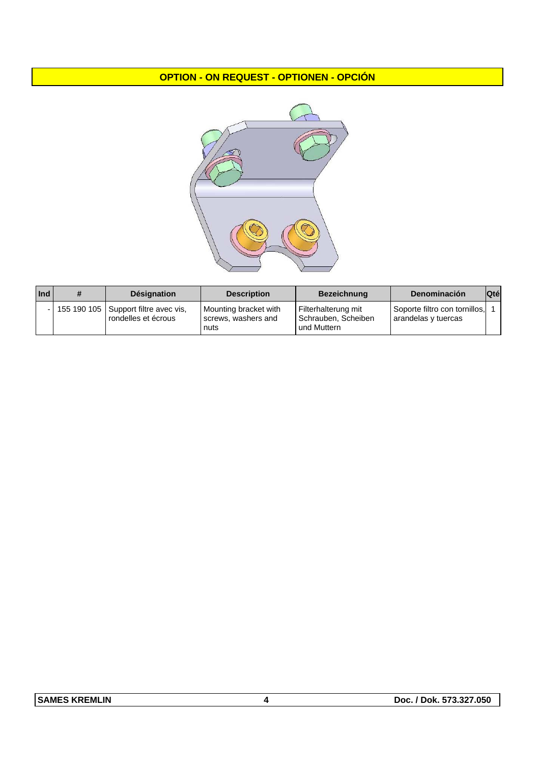## OPTION - ON REQUEST - OPTIONEN - OPCIÓN

| Ind | # | Désignation | Description | Bezeichnung | Denominación | Qté |
|---|---|---|---|---|---|---|
| - | 155 190 105 | Support filtre avec vis, rondelles et écrous | Mounting bracket with screws, washers and nuts | Filterhalterung mit Schrauben, Scheiben und Muttern | Soporte filtro con tornillos, arandelas y tuercas | 1 |